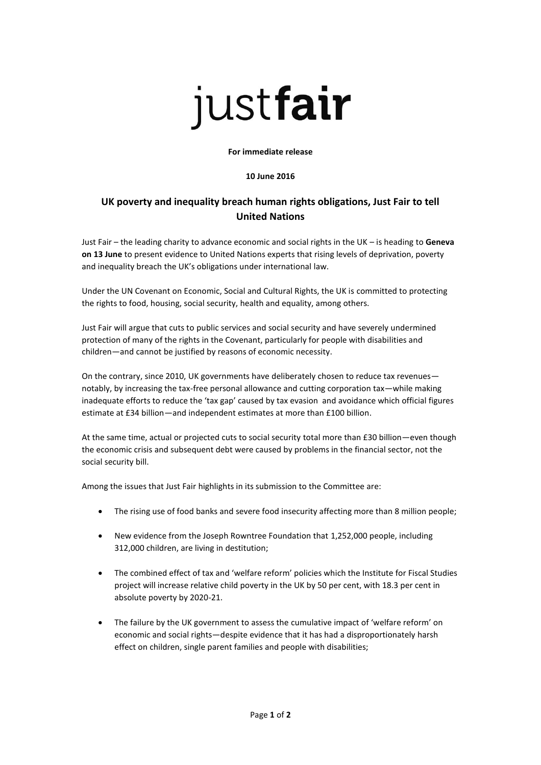# justfair

**For immediate release**

**10 June 2016**

## UK poverty and inequality breach human rights obligations, Just Fair to tell United Nations

Just Fair – the leading charity to advance economic and social rights in the UK – is heading to **Geneva on 13 June** to present evidence to United Nations experts that rising levels of deprivation, poverty and inequality breach the UK's obligations under international law.

Under the UN Covenant on Economic, Social and Cultural Rights, the UK is committed to protecting the rights to food, housing, social security, health and equality, among others.

Just Fair will argue that cuts to public services and social security and have severely undermined protection of many of the rights in the Covenant, particularly for people with disabilities and children—and cannot be justified by reasons of economic necessity.

On the contrary, since 2010, UK governments have deliberately chosen to reduce tax revenues—notably, by increasing the tax-free personal allowance and cutting corporation tax—while making inadequate efforts to reduce the 'tax gap' caused by tax evasion and avoidance which official figures estimate at £34 billion—and independent estimates at more than £100 billion.

At the same time, actual or projected cuts to social security total more than £30 billion—even though the economic crisis and subsequent debt were caused by problems in the financial sector, not the social security bill.

Among the issues that Just Fair highlights in its submission to the Committee are:

- The rising use of food banks and severe food insecurity affecting more than 8 million people;
- New evidence from the Joseph Rowntree Foundation that 1,252,000 people, including 312,000 children, are living in destitution;
- The combined effect of tax and 'welfare reform' policies which the Institute for Fiscal Studies project will increase relative child poverty in the UK by 50 per cent, with 18.3 per cent in absolute poverty by 2020-21.
- The failure by the UK government to assess the cumulative impact of 'welfare reform' on economic and social rights—despite evidence that it has had a disproportionately harsh effect on children, single parent families and people with disabilities;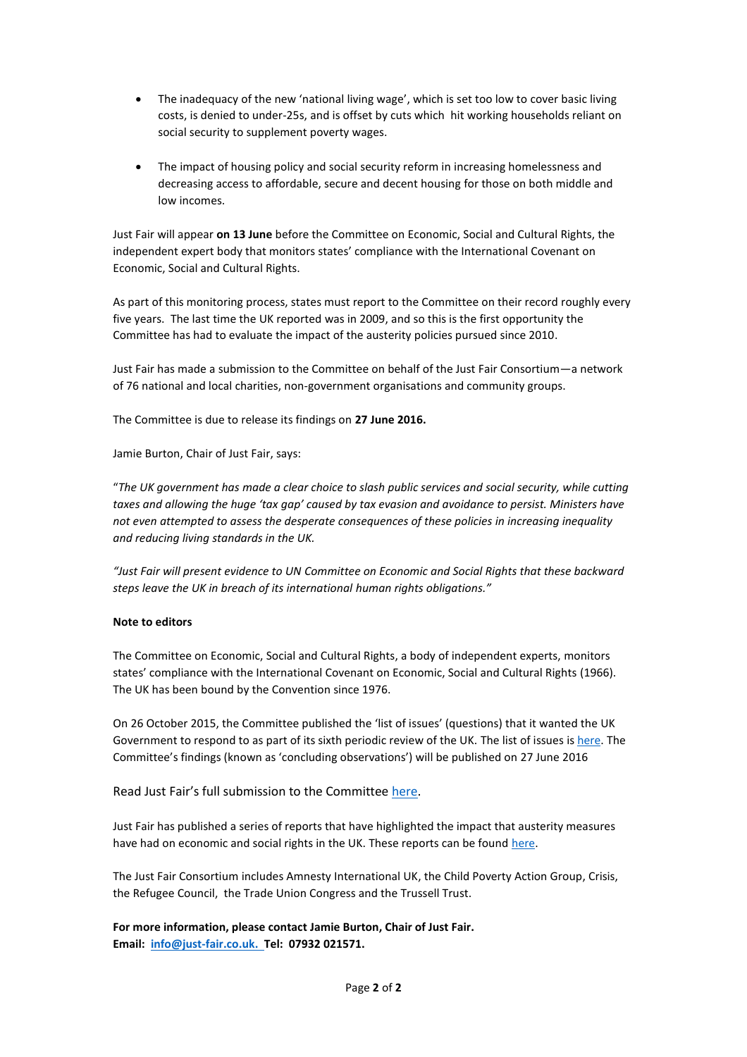- The inadequacy of the new 'national living wage', which is set too low to cover basic living costs, is denied to under-25s, and is offset by cuts which hit working households reliant on social security to supplement poverty wages.

- The impact of housing policy and social security reform in increasing homelessness and decreasing access to affordable, secure and decent housing for those on both middle and low incomes.

Just Fair will appear **on 13 June** before the Committee on Economic, Social and Cultural Rights, the independent expert body that monitors states' compliance with the International Covenant on Economic, Social and Cultural Rights.

As part of this monitoring process, states must report to the Committee on their record roughly every five years. The last time the UK reported was in 2009, and so this is the first opportunity the Committee has had to evaluate the impact of the austerity policies pursued since 2010.

Just Fair has made a submission to the Committee on behalf of the Just Fair Consortium—a network of 76 national and local charities, non-government organisations and community groups.

The Committee is due to release its findings on **27 June 2016.**

Jamie Burton, Chair of Just Fair, says:

"*The UK government has made a clear choice to slash public services and social security, while cutting taxes and allowing the huge 'tax gap' caused by tax evasion and avoidance to persist. Ministers have not even attempted to assess the desperate consequences of these policies in increasing inequality and reducing living standards in the UK.*

*"Just Fair will present evidence to UN Committee on Economic and Social Rights that these backward steps leave the UK in breach of its international human rights obligations."*

**Note to editors**

The Committee on Economic, Social and Cultural Rights, a body of independent experts, monitors states' compliance with the International Covenant on Economic, Social and Cultural Rights (1966). The UK has been bound by the Convention since 1976.

On 26 October 2015, the Committee published the 'list of issues' (questions) that it wanted the UK Government to respond to as part of its sixth periodic review of the UK. The list of issues is here. The Committee's findings (known as 'concluding observations') will be published on 27 June 2016

Read Just Fair's full submission to the Committee here.

Just Fair has published a series of reports that have highlighted the impact that austerity measures have had on economic and social rights in the UK. These reports can be found here.

The Just Fair Consortium includes Amnesty International UK, the Child Poverty Action Group, Crisis, the Refugee Council, the Trade Union Congress and the Trussell Trust.

**For more information, please contact Jamie Burton, Chair of Just Fair.**
**Email: info@just-fair.co.uk. Tel: 07932 021571.**